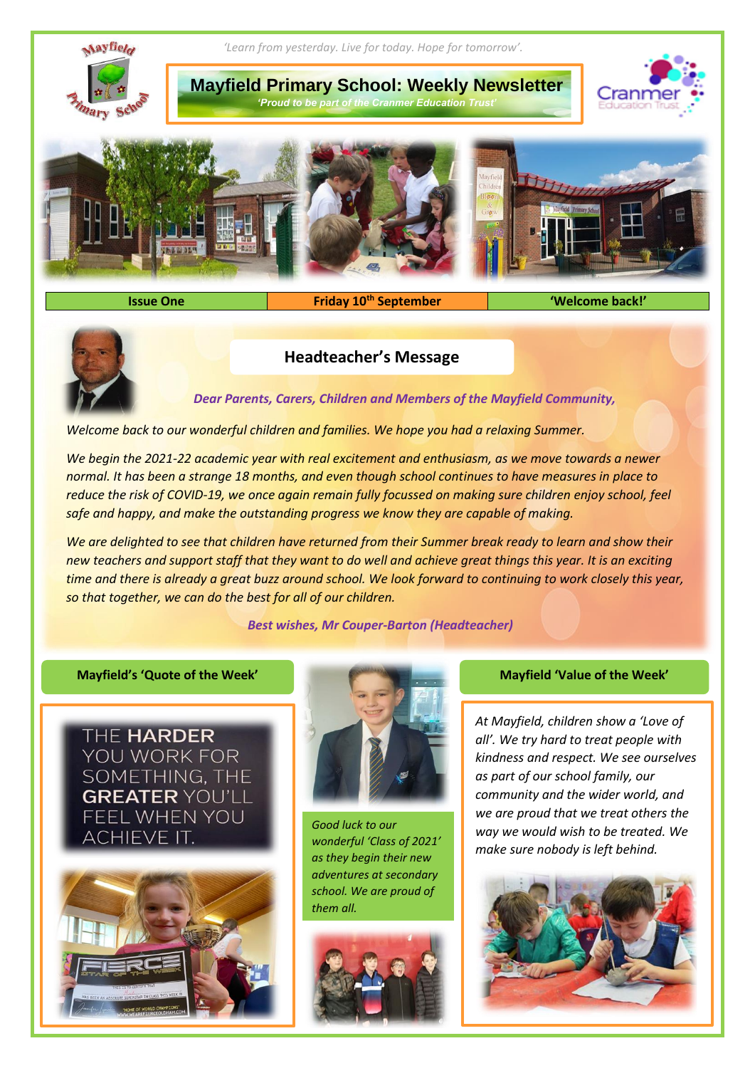*'Learn from yesterday. Live for today. Hope for tomorrow'.*

# Mayfield Primary School: Weekly Newsletter

*'Proud to be part of the Cranmer Education Trust'*

| Issue One | Friday 10th September | 'Welcome back!' |
|---|---|---|

## Headteacher's Message

*Dear Parents, Carers, Children and Members of the Mayfield Community,*

*Welcome back to our wonderful children and families. We hope you had a relaxing Summer.*

*We begin the 2021-22 academic year with real excitement and enthusiasm, as we move towards a newer normal. It has been a strange 18 months, and even though school continues to have measures in place to reduce the risk of COVID-19, we once again remain fully focussed on making sure children enjoy school, feel safe and happy, and make the outstanding progress we know they are capable of making.*

*We are delighted to see that children have returned from their Summer break ready to learn and show their new teachers and support staff that they want to do well and achieve great things this year. It is an exciting time and there is already a great buzz around school. We look forward to continuing to work closely this year, so that together, we can do the best for all of our children.*

*Best wishes, Mr Couper-Barton (Headteacher)*

### Mayfield's 'Quote of the Week'

THE HARDER YOU WORK FOR SOMETHING, THE GREATER YOU'LL FEEL WHEN YOU ACHIEVE IT.

*Good luck to our wonderful 'Class of 2021' as they begin their new adventures at secondary school. We are proud of them all.*

### Mayfield 'Value of the Week'

*At Mayfield, children show a 'Love of all'. We try hard to treat people with kindness and respect. We see ourselves as part of our school family, our community and the wider world, and we are proud that we treat others the way we would wish to be treated. We make sure nobody is left behind.*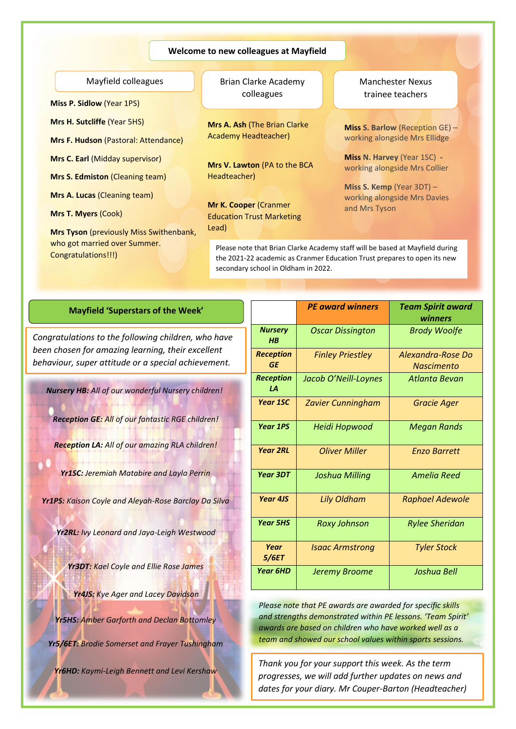## Welcome to new colleagues at Mayfield

### Mayfield colleagues

**Miss P. Sidlow** (Year 1PS)

**Mrs H. Sutcliffe** (Year 5HS)

**Mrs F. Hudson** (Pastoral: Attendance)

**Mrs C. Earl** (Midday supervisor)

**Mrs S. Edmiston** (Cleaning team)

**Mrs A. Lucas** (Cleaning team)

**Mrs T. Myers** (Cook)

**Mrs Tyson** (previously Miss Swithenbank, who got married over Summer. Congratulations!!!)

### Brian Clarke Academy colleagues

**Mrs A. Ash** (The Brian Clarke Academy Headteacher)

**Mrs V. Lawton** (PA to the BCA Headteacher)

**Mr K. Cooper** (Cranmer Education Trust Marketing Lead)

### Manchester Nexus trainee teachers

**Miss S. Barlow** (Reception GE) – working alongside Mrs Ellidge

**Miss N. Harvey** (Year 1SC) - working alongside Mrs Collier

**Miss S. Kemp** (Year 3DT) – working alongside Mrs Davies and Mrs Tyson

Please note that Brian Clarke Academy staff will be based at Mayfield during the 2021-22 academic as Cranmer Education Trust prepares to open its new secondary school in Oldham in 2022.

## Mayfield 'Superstars of the Week'

*Congratulations to the following children, who have been chosen for amazing learning, their excellent behaviour, super attitude or a special achievement.*

***Nursery HB:*** *All of our wonderful Nursery children!*

***Reception GE:*** *All of our fantastic RGE children!*

***Reception LA:*** *All of our amazing RLA children!*

***Yr1SC:*** *Jeremiah Matabire and Layla Perrin*

***Yr1PS:*** *Kaison Coyle and Aleyah-Rose Barclay Da Silva*

***Yr2RL:*** *Ivy Leonard and Jaya-Leigh Westwood*

***Yr3DT:*** *Kael Coyle and Ellie Rose James*

***Yr4JS:*** *Kye Ager and Lacey Davidson*

***Yr5HS:*** *Amber Garforth and Declan Bottomley*

***Yr5/6ET:*** *Brodie Somerset and Frayer Tushingham*

***Yr6HD:*** *Kaymi-Leigh Bennett and Levi Kershaw*

| | *PE award winners* | *Team Spirit award winners* |
|---|---|---|
| ***Nursery HB*** | *Oscar Dissington* | *Brody Woolfe* |
| ***Reception GE*** | *Finley Priestley* | *Alexandra-Rose Do Nascimento* |
| ***Reception LA*** | *Jacob O'Neill-Loynes* | *Atlanta Bevan* |
| ***Year 1SC*** | *Zavier Cunningham* | *Gracie Ager* |
| ***Year 1PS*** | *Heidi Hopwood* | *Megan Rands* |
| ***Year 2RL*** | *Oliver Miller* | *Enzo Barrett* |
| ***Year 3DT*** | *Joshua Milling* | *Amelia Reed* |
| ***Year 4JS*** | *Lily Oldham* | *Raphael Adewole* |
| ***Year 5HS*** | *Roxy Johnson* | *Rylee Sheridan* |
| ***Year 5/6ET*** | *Isaac Armstrong* | *Tyler Stock* |
| ***Year 6HD*** | *Jeremy Broome* | *Joshua Bell* |

*Please note that PE awards are awarded for specific skills and strengths demonstrated within PE lessons. 'Team Spirit' awards are based on children who have worked well as a team and showed our school values within sports sessions.*

*Thank you for your support this week. As the term progresses, we will add further updates on news and dates for your diary. Mr Couper-Barton (Headteacher)*